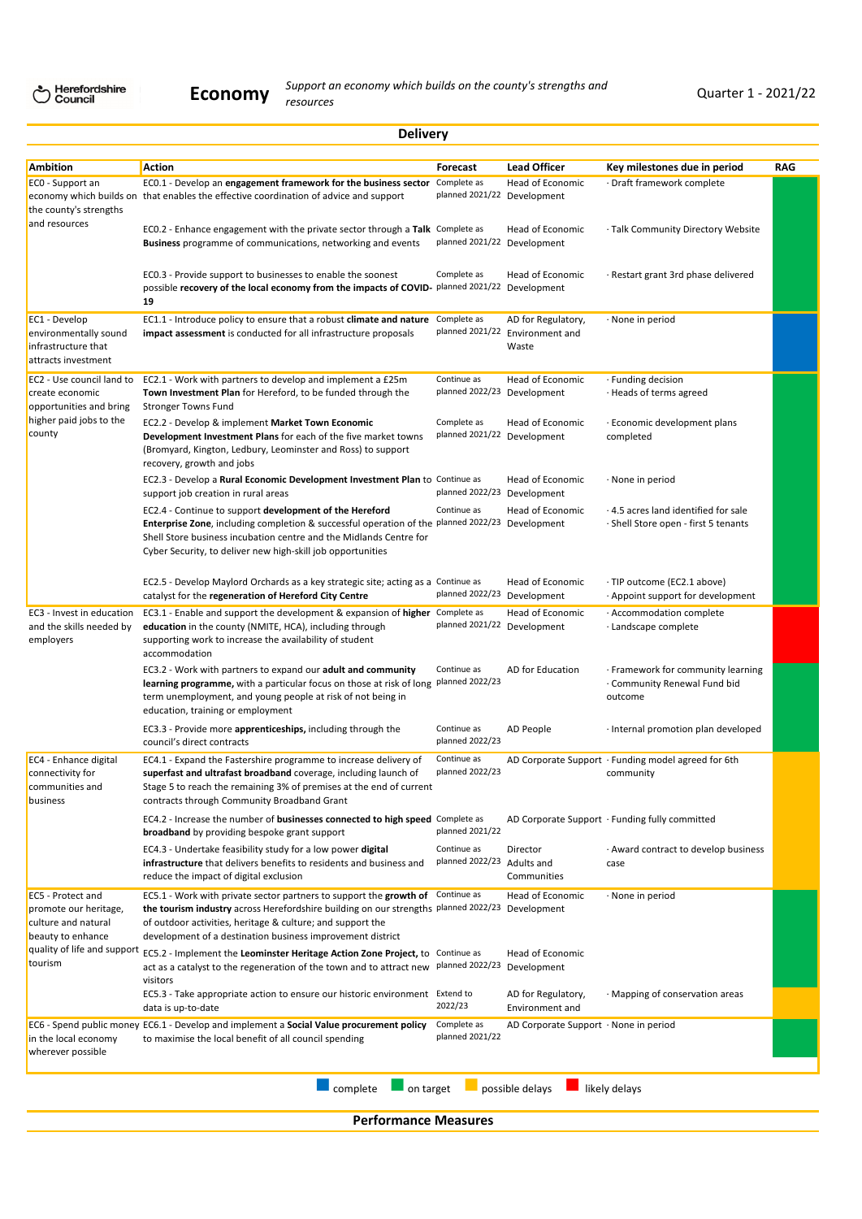Herefordshire Council

# Economy

*Support an economy which builds on the county's strengths and resources*

Quarter 1 - 2021/22

## Delivery

| Ambition | Action | Forecast | Lead Officer | Key milestones due in period | RAG |
|---|---|---|---|---|---|
| EC0 - Support an economy which builds on the county's strengths and resources | EC0.1 - Develop an **engagement framework for the business sector** that enables the effective coordination of advice and support | Complete as planned 2021/22 | Head of Economic Development | · Draft framework complete | on target |
| | EC0.2 - Enhance engagement with the private sector through a **Talk Business** programme of communications, networking and events | Complete as planned 2021/22 | Head of Economic Development | · Talk Community Directory Website | on target |
| | EC0.3 - Provide support to businesses to enable the soonest possible **recovery of the local economy from the impacts of COVID-19** | Complete as planned 2021/22 | Head of Economic Development | · Restart grant 3rd phase delivered | on target |
| EC1 - Develop environmentally sound infrastructure that attracts investment | EC1.1 - Introduce policy to ensure that a robust **climate and nature impact assessment** is conducted for all infrastructure proposals | Complete as planned 2021/22 | AD for Regulatory, Environment and Waste | · None in period | complete |
| EC2 - Use council land to create economic opportunities and bring higher paid jobs to the county | EC2.1 - Work with partners to develop and implement a £25m **Town Investment Plan** for Hereford, to be funded through the Stronger Towns Fund | Continue as planned 2022/23 | Head of Economic Development | · Funding decision<br>· Heads of terms agreed | on target |
| | EC2.2 - Develop & implement **Market Town Economic Development Investment Plans** for each of the five market towns (Bromyard, Kington, Ledbury, Leominster and Ross) to support recovery, growth and jobs | Complete as planned 2021/22 | Head of Economic Development | · Economic development plans completed | on target |
| | EC2.3 - Develop a **Rural Economic Development Investment Plan** to support job creation in rural areas | Continue as planned 2022/23 | Head of Economic Development | · None in period | on target |
| | EC2.4 - Continue to support **development of the Hereford Enterprise Zone**, including completion & successful operation of the Shell Store business incubation centre and the Midlands Centre for Cyber Security, to deliver new high-skill job opportunities | Continue as planned 2022/23 | Head of Economic Development | · 4.5 acres land identified for sale<br>· Shell Store open - first 5 tenants | on target |
| | EC2.5 - Develop Maylord Orchards as a key strategic site; acting as a catalyst for the **regeneration of Hereford City Centre** | Continue as planned 2022/23 | Head of Economic Development | · TIP outcome (EC2.1 above)<br>· Appoint support for development | on target |
| EC3 - Invest in education and the skills needed by employers | EC3.1 - Enable and support the development & expansion of **higher education** in the county (NMITE, HCA), including through supporting work to increase the availability of student accommodation | Complete as planned 2021/22 | Head of Economic Development | · Accommodation complete<br>· Landscape complete | likely delays |
| | EC3.2 - Work with partners to expand our **adult and community learning programme,** with a particular focus on those at risk of long term unemployment, and young people at risk of not being in education, training or employment | Continue as planned 2022/23 | AD for Education | · Framework for community learning<br>· Community Renewal Fund bid outcome | on target |
| | EC3.3 - Provide more **apprenticeships,** including through the council's direct contracts | Continue as planned 2022/23 | AD People | · Internal promotion plan developed | on target |
| EC4 - Enhance digital connectivity for communities and business | EC4.1 - Expand the Fastershire programme to increase delivery of **superfast and ultrafast broadband** coverage, including launch of Stage 5 to reach the remaining 3% of premises at the end of current contracts through Community Broadband Grant | Continue as planned 2022/23 | AD Corporate Support | · Funding model agreed for 6th community | possible delays |
| | EC4.2 - Increase the number of **businesses connected to high speed broadband** by providing bespoke grant support | Complete as planned 2021/22 | AD Corporate Support | · Funding fully committed | possible delays |
| | EC4.3 - Undertake feasibility study for a low power **digital infrastructure** that delivers benefits to residents and business and reduce the impact of digital exclusion | Continue as planned 2022/23 | Director Adults and Communities | · Award contract to develop business case | possible delays |
| EC5 - Protect and promote our heritage, culture and natural beauty to enhance quality of life and support tourism | EC5.1 - Work with private sector partners to support the **growth of the tourism industry** across Herefordshire building on our strengths of outdoor activities, heritage & culture; and support the development of a destination business improvement district | Continue as planned 2022/23 | Head of Economic Development | · None in period | on target |
| | EC5.2 - Implement the **Leominster Heritage Action Zone Project,** to act as a catalyst to the regeneration of the town and to attract new visitors | Continue as planned 2022/23 | Head of Economic Development | | on target |
| | EC5.3 - Take appropriate action to ensure our historic environment data is up-to-date | Extend to 2022/23 | AD for Regulatory, Environment and | · Mapping of conservation areas | possible delays |
| EC6 - Spend public money in the local economy wherever possible | EC6.1 - Develop and implement a **Social Value procurement policy** to maximise the local benefit of all council spending | Complete as planned 2021/22 | AD Corporate Support | · None in period | on target |

complete | on target | possible delays | likely delays

## Performance Measures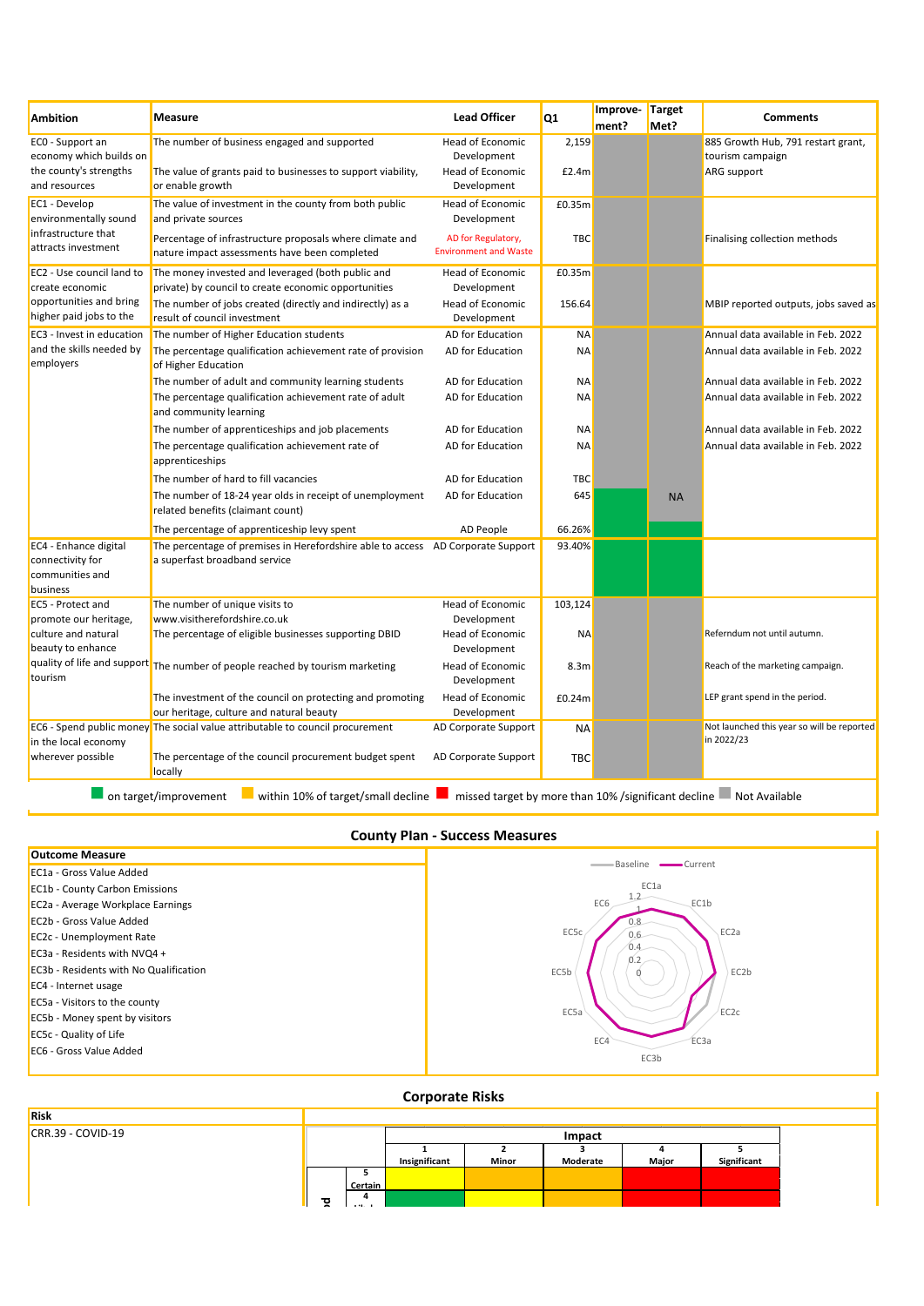| Ambition | Measure | Lead Officer | Q1 | Improvement? | Target Met? | Comments |
|---|---|---|---|---|---|---|
| EC0 - Support an economy which builds on the county's strengths and resources | The number of business engaged and supported | Head of Economic Development | 2,159 | | | 885 Growth Hub, 791 restart grant, tourism campaign |
| | The value of grants paid to businesses to support viability, or enable growth | Head of Economic Development | £2.4m | | | ARG support |
| EC1 - Develop environmentally sound infrastructure that attracts investment | The value of investment in the county from both public and private sources | Head of Economic Development | £0.35m | | | |
| | Percentage of infrastructure proposals where climate and nature impact assessments have been completed | AD for Regulatory, Environment and Waste | TBC | | | Finalising collection methods |
| EC2 - Use council land to create economic opportunities and bring higher paid jobs to the | The money invested and leveraged (both public and private) by council to create economic opportunities | Head of Economic Development | £0.35m | | | |
| | The number of jobs created (directly and indirectly) as a result of council investment | Head of Economic Development | 156.64 | | | MBIP reported outputs, jobs saved as |
| EC3 - Invest in education and the skills needed by employers | The number of Higher Education students | AD for Education | NA | | | Annual data available in Feb. 2022 |
| | The percentage qualification achievement rate of provision of Higher Education | AD for Education | NA | | | Annual data available in Feb. 2022 |
| | The number of adult and community learning students | AD for Education | NA | | | Annual data available in Feb. 2022 |
| | The percentage qualification achievement rate of adult and community learning | AD for Education | NA | | | Annual data available in Feb. 2022 |
| | The number of apprenticeships and job placements | AD for Education | NA | | | Annual data available in Feb. 2022 |
| | The percentage qualification achievement rate of apprenticeships | AD for Education | NA | | | Annual data available in Feb. 2022 |
| | The number of hard to fill vacancies | AD for Education | TBC | | | |
| | The number of 18-24 year olds in receipt of unemployment related benefits (claimant count) | AD for Education | 645 | | NA | |
| | The percentage of apprenticeship levy spent | AD People | 66.26% | | | |
| EC4 - Enhance digital connectivity for communities and business | The percentage of premises in Herefordshire able to access a superfast broadband service | AD Corporate Support | 93.40% | | | |
| EC5 - Protect and promote our heritage, culture and natural beauty to enhance quality of life and support tourism | The number of unique visits to www.visitherefordshire.co.uk | Head of Economic Development | 103,124 | | | |
| | The percentage of eligible businesses supporting DBID | Head of Economic Development | NA | | | Referndum not until autumn. |
| | The number of people reached by tourism marketing | Head of Economic Development | 8.3m | | | Reach of the marketing campaign. |
| | The investment of the council on protecting and promoting our heritage, culture and natural beauty | Head of Economic Development | £0.24m | | | LEP grant spend in the period. |
| EC6 - Spend public money in the local economy wherever possible | The social value attributable to council procurement | AD Corporate Support | NA | | | Not launched this year so will be reported in 2022/23 |
| | The percentage of the council procurement budget spent locally | AD Corporate Support | TBC | | | |

on target/improvement · within 10% of target/small decline · missed target by more than 10% /significant decline · Not Available

## County Plan - Success Measures

| Outcome Measure |
|---|
| EC1a - Gross Value Added |
| EC1b - County Carbon Emissions |
| EC2a - Average Workplace Earnings |
| EC2b - Gross Value Added |
| EC2c - Unemployment Rate |
| EC3a - Residents with NVQ4 + |
| EC3b - Residents with No Qualification |
| EC4 - Internet usage |
| EC5a - Visitors to the county |
| EC5b - Money spent by visitors |
| EC5c - Quality of Life |
| EC6 - Gross Value Added |

## Corporate Risks

| Risk |
|---|
| CRR.39 - COVID-19 |

| | | Impact | | | | |
|---|---|---|---|---|---|---|
| | | 1 Insignificant | 2 Minor | 3 Moderate | 4 Major | 5 Significant |
| | 5 Certain | | | | | |
| | 4 | | | | | |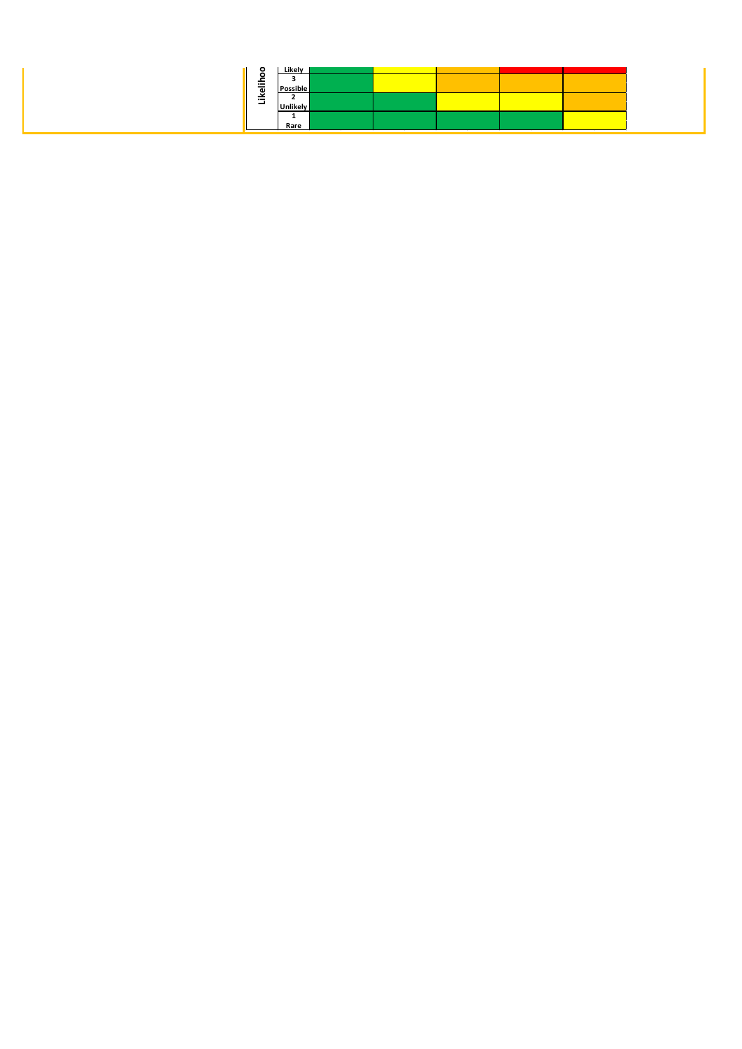| Likelihoo | Likely | | | | | |
|---|---|---|---|---|---|---|
| | 3 Possible | | | | | |
| | 2 Unlikely | | | | | |
| | 1 Rare | | | | | |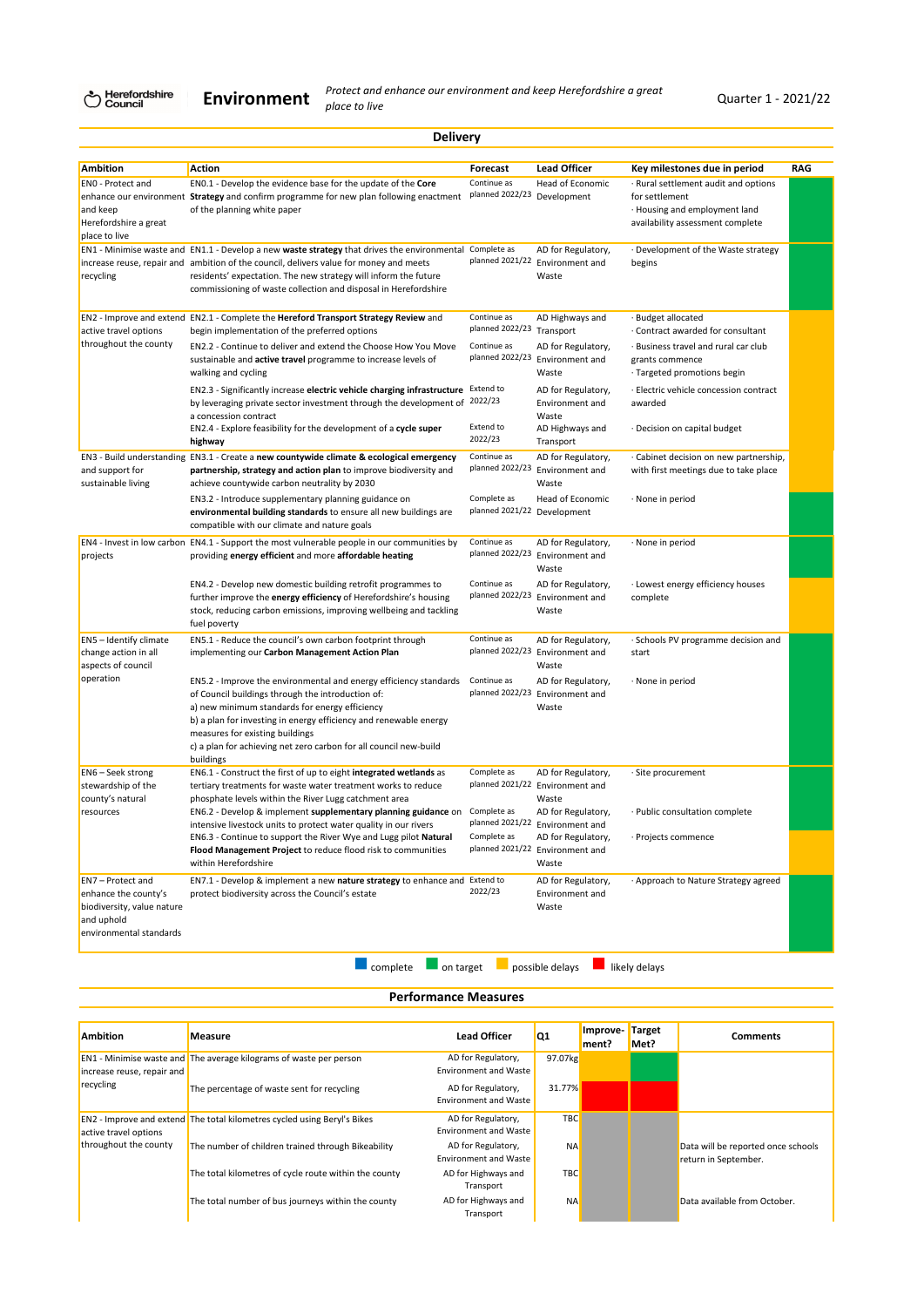Herefordshire Council

# Environment

*Protect and enhance our environment and keep Herefordshire a great place to live*

Quarter 1 - 2021/22

## Delivery

| Ambition | Action | Forecast | Lead Officer | Key milestones due in period | RAG |
|---|---|---|---|---|---|
| EN0 - Protect and enhance our environment and keep Herefordshire a great place to live | EN0.1 - Develop the evidence base for the update of the **Core Strategy** and confirm programme for new plan following enactment of the planning white paper | Continue as planned 2022/23 | Head of Economic Development | · Rural settlement audit and options for settlement<br>· Housing and employment land availability assessment complete | on target |
| EN1 - Minimise waste and increase reuse, repair and recycling | EN1.1 - Develop a new **waste strategy** that drives the environmental ambition of the council, delivers value for money and meets residents' expectation. The new strategy will inform the future commissioning of waste collection and disposal in Herefordshire | Complete as planned 2021/22 | AD for Regulatory, Environment and Waste | · Development of the Waste strategy begins | on target |
| EN2 - Improve and extend active travel options throughout the county | EN2.1 - Complete the **Hereford Transport Strategy Review** and begin implementation of the preferred options | Continue as planned 2022/23 | AD Highways and Transport | · Budget allocated<br>· Contract awarded for consultant | possible delays |
| | EN2.2 - Continue to deliver and extend the Choose How You Move sustainable and **active travel** programme to increase levels of walking and cycling | Continue as planned 2022/23 | AD for Regulatory, Environment and Waste | · Business travel and rural car club grants commence<br>· Targeted promotions begin | possible delays |
| | EN2.3 - Significantly increase **electric vehicle charging infrastructure** by leveraging private sector investment through the development of a concession contract | Extend to 2022/23 | AD for Regulatory, Environment and Waste | · Electric vehicle concession contract awarded | possible delays |
| | EN2.4 - Explore feasibility for the development of a **cycle super highway** | Extend to 2022/23 | AD Highways and Transport | · Decision on capital budget | possible delays |
| EN3 - Build understanding and support for sustainable living | EN3.1 - Create a **new countywide climate & ecological emergency partnership, strategy and action plan** to improve biodiversity and achieve countywide carbon neutrality by 2030 | Continue as planned 2022/23 | AD for Regulatory, Environment and Waste | · Cabinet decision on new partnership, with first meetings due to take place | possible delays |
| | EN3.2 - Introduce supplementary planning guidance on **environmental building standards** to ensure all new buildings are compatible with our climate and nature goals | Complete as planned 2021/22 | Head of Economic Development | · None in period | on target |
| EN4 - Invest in low carbon projects | EN4.1 - Support the most vulnerable people in our communities by providing **energy efficient** and more **affordable heating** | Continue as planned 2022/23 | AD for Regulatory, Environment and Waste | · None in period | on target |
| | EN4.2 - Develop new domestic building retrofit programmes to further improve the **energy efficiency** of Herefordshire's housing stock, reducing carbon emissions, improving wellbeing and tackling fuel poverty | Continue as planned 2022/23 | AD for Regulatory, Environment and Waste | · Lowest energy efficiency houses complete | possible delays |
| EN5 – Identify climate change action in all aspects of council operation | EN5.1 - Reduce the council's own carbon footprint through implementing our **Carbon Management Action Plan** | Continue as planned 2022/23 | AD for Regulatory, Environment and Waste | · Schools PV programme decision and start | on target |
| | EN5.2 - Improve the environmental and energy efficiency standards of Council buildings through the introduction of:<br>a) new minimum standards for energy efficiency<br>b) a plan for investing in energy efficiency and renewable energy measures for existing buildings<br>c) a plan for achieving net zero carbon for all council new-build buildings | Continue as planned 2022/23 | AD for Regulatory, Environment and Waste | · None in period | on target |
| EN6 – Seek strong stewardship of the county's natural resources | EN6.1 - Construct the first of up to eight **integrated wetlands** as tertiary treatments for waste water treatment works to reduce phosphate levels within the River Lugg catchment area | Complete as planned 2021/22 | AD for Regulatory, Environment and Waste | · Site procurement | on target |
| | EN6.2 - Develop & implement **supplementary planning guidance** on intensive livestock units to protect water quality in our rivers | Complete as planned 2021/22 | AD for Regulatory, Environment and Waste | · Public consultation complete | on target |
| | EN6.3 - Continue to support the River Wye and Lugg pilot **Natural Flood Management Project** to reduce flood risk to communities within Herefordshire | Complete as planned 2021/22 | AD for Regulatory, Environment and Waste | · Projects commence | possible delays |
| EN7 – Protect and enhance the county's biodiversity, value nature and uphold environmental standards | EN7.1 - Develop & implement a new **nature strategy** to enhance and protect biodiversity across the Council's estate | Extend to 2022/23 | AD for Regulatory, Environment and Waste | · Approach to Nature Strategy agreed | on target |

Key: complete · on target · possible delays · likely delays

## Performance Measures

| Ambition | Measure | Lead Officer | Q1 | Improvement? | Target Met? | Comments |
|---|---|---|---|---|---|---|
| EN1 - Minimise waste and increase reuse, repair and recycling | The average kilograms of waste per person | AD for Regulatory, Environment and Waste | 97.07kg | | | |
| | The percentage of waste sent for recycling | AD for Regulatory, Environment and Waste | 31.77% | | | |
| EN2 - Improve and extend active travel options throughout the county | The total kilometres cycled using Beryl's Bikes | AD for Regulatory, Environment and Waste | TBC | | | |
| | The number of children trained through Bikeability | AD for Regulatory, Environment and Waste | NA | | | Data will be reported once schools return in September. |
| | The total kilometres of cycle route within the county | AD for Highways and Transport | TBC | | | |
| | The total number of bus journeys within the county | AD for Highways and Transport | NA | | | Data available from October. |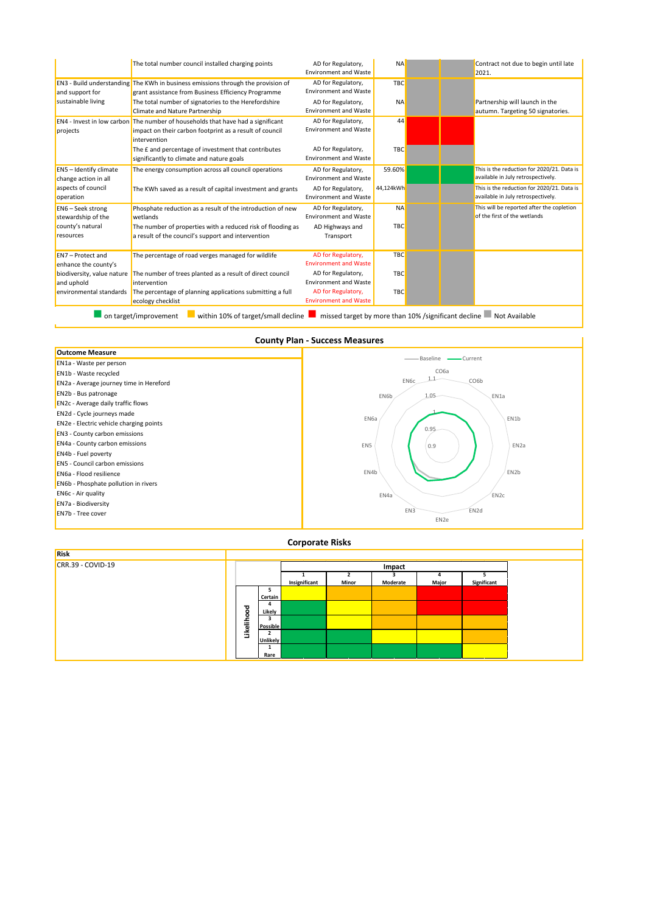| | Measure | Responsible | Value | | | Comment |
|---|---|---|---|---|---|---|
| | The total number council installed charging points | AD for Regulatory, Environment and Waste | NA | | | Contract not due to begin until late 2021. |
| EN3 - Build understanding and support for sustainable living | The KWh in business emissions through the provision of grant assistance from Business Efficiency Programme | AD for Regulatory, Environment and Waste | TBC | | | |
| | The total number of signatories to the Herefordshire Climate and Nature Partnership | AD for Regulatory, Environment and Waste | NA | | | Partnership will launch in the autumn. Targeting 50 signatories. |
| EN4 - Invest in low carbon projects | The number of households that have had a significant impact on their carbon footprint as a result of council intervention | AD for Regulatory, Environment and Waste | 44 | | | |
| | The £ and percentage of investment that contributes significantly to climate and nature goals | AD for Regulatory, Environment and Waste | TBC | | | |
| EN5 – Identify climate change action in all aspects of council operation | The energy consumption across all council operations | AD for Regulatory, Environment and Waste | 59.60% | | | This is the reduction for 2020/21. Data is available in July retrospectively. |
| | The KWh saved as a result of capital investment and grants | AD for Regulatory, Environment and Waste | 44,124kWh | | | This is the reduction for 2020/21. Data is available in July retrospectively. |
| EN6 – Seek strong stewardship of the county's natural resources | Phosphate reduction as a result of the introduction of new wetlands | AD for Regulatory, Environment and Waste | NA | | | This will be reported after the copletion of the first of the wetlands |
| | The number of properties with a reduced risk of flooding as a result of the council's support and intervention | AD Highways and Transport | TBC | | | |
| EN7 – Protect and enhance the county's biodiversity, value nature and uphold environmental standards | The percentage of road verges managed for wildlife | AD for Regulatory, Environment and Waste | TBC | | | |
| | The number of trees planted as a result of direct council intervention | AD for Regulatory, Environment and Waste | TBC | | | |
| | The percentage of planning applications submitting a full ecology checklist | AD for Regulatory, Environment and Waste | TBC | | | |

on target/improvement — within 10% of target/small decline — missed target by more than 10% /significant decline — Not Available

## County Plan - Success Measures

| Outcome Measure |
|---|
| EN1a - Waste per person |
| EN1b - Waste recycled |
| EN2a - Average journey time in Hereford |
| EN2b - Bus patronage |
| EN2c - Average daily traffic flows |
| EN2d - Cycle journeys made |
| EN2e - Electric vehicle charging points |
| EN3 - County carbon emissions |
| EN4a - County carbon emissions |
| EN4b - Fuel poverty |
| EN5 - Council carbon emissions |
| EN6a - Flood resilience |
| EN6b - Phosphate pollution in rivers |
| EN6c - Air quality |
| EN7a - Biodiversity |
| EN7b - Tree cover |

## Corporate Risks

| Risk |
|---|
| CRR.39 - COVID-19 |

| Likelihood | 1 Insignificant | 2 Minor | 3 Moderate | 4 Major | 5 Significant |
|---|---|---|---|---|---|
| 5 Certain | | | | | |
| 4 Likely | | | | | |
| 3 Possible | | | | | |
| 2 Unlikely | | | | | |
| 1 Rare | | | | | |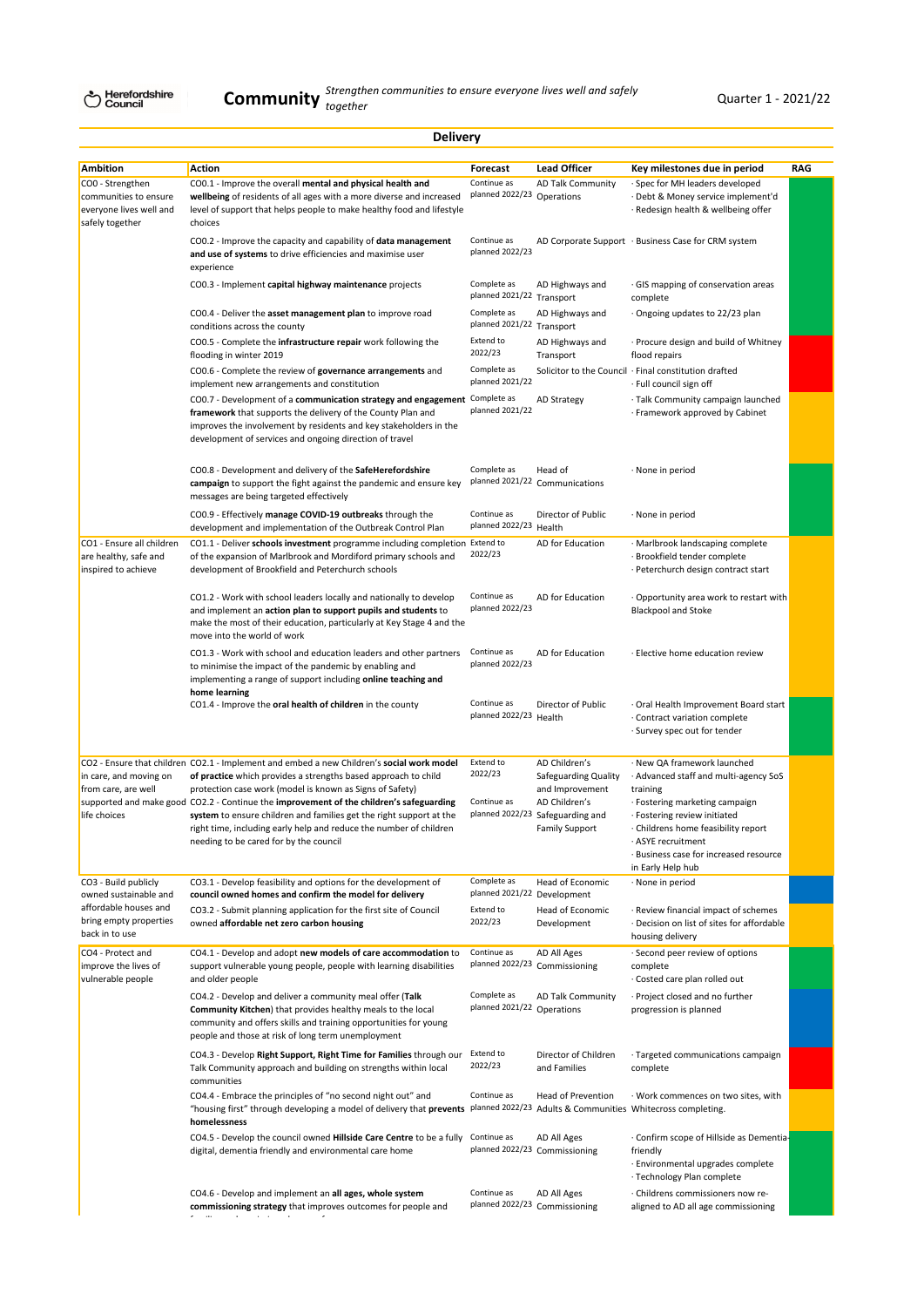Herefordshire Council

# Community

*Strengthen communities to ensure everyone lives well and safely together*

Quarter 1 - 2021/22

## Delivery

| Ambition | Action | Forecast | Lead Officer | Key milestones due in period | RAG |
|---|---|---|---|---|---|
| CO0 - Strengthen communities to ensure everyone lives well and safely together | CO0.1 - Improve the overall **mental and physical health and wellbeing** of residents of all ages with a more diverse and increased level of support that helps people to make healthy food and lifestyle choices | Continue as planned 2022/23 | AD Talk Community Operations | · Spec for MH leaders developed<br>· Debt & Money service implement'd<br>· Redesign health & wellbeing offer | Green |
| | CO0.2 - Improve the capacity and capability of **data management and use of systems** to drive efficiencies and maximise user experience | Continue as planned 2022/23 | AD Corporate Support | · Business Case for CRM system | Green |
| | CO0.3 - Implement **capital highway maintenance** projects | Complete as planned 2021/22 | AD Highways and Transport | · GIS mapping of conservation areas complete | Green |
| | CO0.4 - Deliver the **asset management plan** to improve road conditions across the county | Complete as planned 2021/22 | AD Highways and Transport | · Ongoing updates to 22/23 plan | Green |
| | CO0.5 - Complete the **infrastructure repair** work following the flooding in winter 2019 | Extend to 2022/23 | AD Highways and Transport | · Procure design and build of Whitney flood repairs | Red |
| | CO0.6 - Complete the review of **governance arrangements** and implement new arrangements and constitution | Complete as planned 2021/22 | Solicitor to the Council | · Final constitution drafted<br>· Full council sign off | Green |
| | CO0.7 - Development of a **communication strategy and engagement framework** that supports the delivery of the County Plan and improves the involvement by residents and key stakeholders in the development of services and ongoing direction of travel | Complete as planned 2021/22 | AD Strategy | · Talk Community campaign launched<br>· Framework approved by Cabinet | Amber |
| | CO0.8 - Development and delivery of the **SafeHerefordshire campaign** to support the fight against the pandemic and ensure key messages are being targeted effectively | Complete as planned 2021/22 | Head of Communications | · None in period | Green |
| | CO0.9 - Effectively **manage COVID-19 outbreaks** through the development and implementation of the Outbreak Control Plan | Continue as planned 2022/23 | Director of Public Health | · None in period | Green |
| CO1 - Ensure all children are healthy, safe and inspired to achieve | CO1.1 - Deliver **schools investment** programme including completion of the expansion of Marlbrook and Mordiford primary schools and development of Brookfield and Peterchurch schools | Extend to 2022/23 | AD for Education | · Marlbrook landscaping complete<br>· Brookfield tender complete<br>· Peterchurch design contract start | Amber |
| | CO1.2 - Work with school leaders locally and nationally to develop and implement an **action plan to support pupils and students** to make the most of their education, particularly at Key Stage 4 and the move into the world of work | Continue as planned 2022/23 | AD for Education | · Opportunity area work to restart with Blackpool and Stoke | Amber |
| | CO1.3 - Work with school and education leaders and other partners to minimise the impact of the pandemic by enabling and implementing a range of support including **online teaching and home learning** | Continue as planned 2022/23 | AD for Education | · Elective home education review | Amber |
| | CO1.4 - Improve the **oral health of children** in the county | Continue as planned 2022/23 | Director of Public Health | · Oral Health Improvement Board start<br>· Contract variation complete<br>· Survey spec out for tender | Green |
| CO2 - Ensure that children in care, and moving on from care, are well supported and make good life choices | CO2.1 - Implement and embed a new Children's **social work model of practice** which provides a strengths based approach to child protection case work (model is known as Signs of Safety) | Extend to 2022/23 | AD Children's Safeguarding Quality and Improvement | · New QA framework launched<br>· Advanced staff and multi-agency SoS training | Amber |
| | CO2.2 - Continue the **improvement of the children's safeguarding system** to ensure children and families get the right support at the right time, including early help and reduce the number of children needing to be cared for by the council | Continue as planned 2022/23 | AD Children's Safeguarding and Family Support | · Fostering marketing campaign<br>· Fostering review initiated<br>· Childrens home feasibility report<br>· ASYE recruitment<br>· Business case for increased resource in Early Help hub | Amber |
| CO3 - Build publicly owned sustainable and affordable houses and bring empty properties back in to use | CO3.1 - Develop feasibility and options for the development of **council owned homes and confirm the model for delivery** | Complete as planned 2021/22 | Head of Economic Development | · None in period | Blue |
| | CO3.2 - Submit planning application for the first site of Council owned **affordable net zero carbon housing** | Extend to 2022/23 | Head of Economic Development | · Review financial impact of schemes<br>· Decision on list of sites for affordable housing delivery | Amber |
| CO4 - Protect and improve the lives of vulnerable people | CO4.1 - Develop and adopt **new models of care accommodation** to support vulnerable young people, people with learning disabilities and older people | Continue as planned 2022/23 | AD All Ages Commissioning | · Second peer review of options complete<br>· Costed care plan rolled out | Green |
| | CO4.2 - Develop and deliver a community meal offer (**Talk Community Kitchen**) that provides healthy meals to the local community and offers skills and training opportunities for young people and those at risk of long term unemployment | Complete as planned 2021/22 | AD Talk Community Operations | · Project closed and no further progression is planned | Blue |
| | CO4.3 - Develop **Right Support, Right Time for Families** through our Talk Community approach and building on strengths within local communities | Extend to 2022/23 | Director of Children and Families | · Targeted communications campaign complete | Red |
| | CO4.4 - Embrace the principles of "no second night out" and "housing first" through developing a model of delivery that **prevents homelessness** | Continue as planned 2022/23 | Head of Prevention Adults & Communities | · Work commences on two sites, with Whitecross completing. | Amber |
| | CO4.5 - Develop the council owned **Hillside Care Centre** to be a fully digital, dementia friendly and environmental care home | Continue as planned 2022/23 | AD All Ages Commissioning | · Confirm scope of Hillside as Dementia-friendly<br>· Environmental upgrades complete<br>· Technology Plan complete | Green |
| | CO4.6 - Develop and implement an **all ages, whole system commissioning strategy** that improves outcomes for people and | Continue as planned 2022/23 | AD All Ages Commissioning | · Childrens commissioners now re-aligned to AD all age commissioning | Green |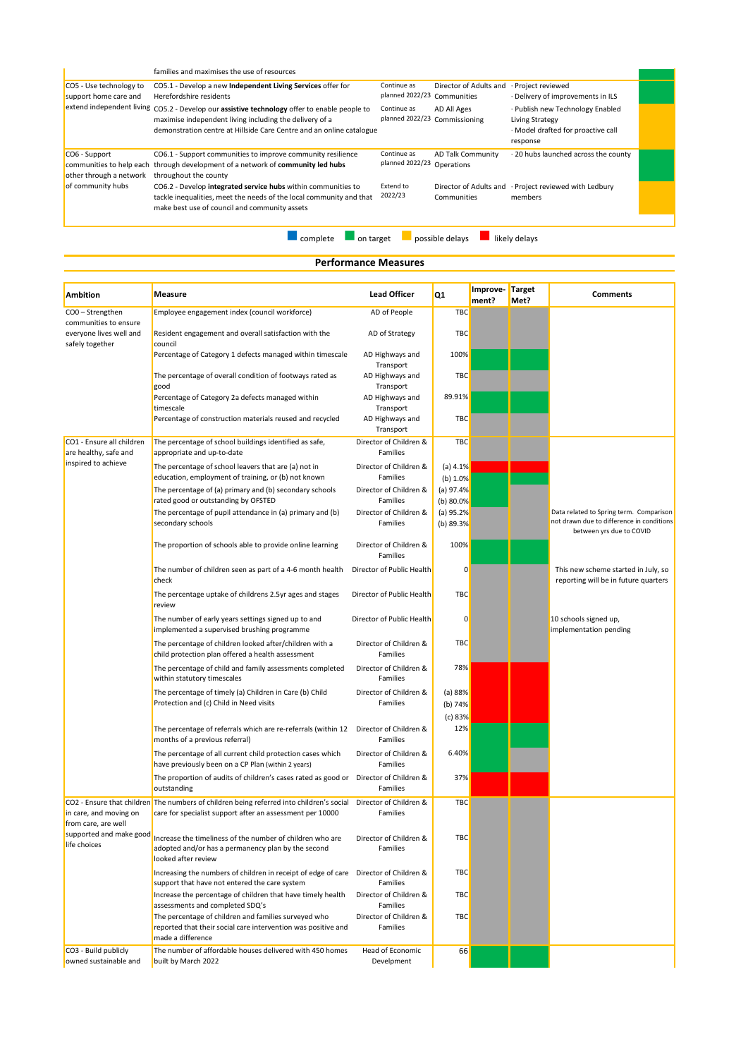| | | | | | |
|---|---|---|---|---|---|
| | families and maximises the use of resources | | | | |
| CO5 - Use technology to support home care and extend independent living | CO5.1 - Develop a new **Independent Living Services** offer for Herefordshire residents | Continue as planned 2022/23 | Director of Adults and Communities | · Project reviewed<br>· Delivery of improvements in ILS | |
| | CO5.2 - Develop our **assistive technology** offer to enable people to maximise independent living including the delivery of a demonstration centre at Hillside Care Centre and an online catalogue | Continue as planned 2022/23 | AD All Ages Commissioning | · Publish new Technology Enabled Living Strategy<br>· Model drafted for proactive call response | |
| CO6 - Support communities to help each other through a network of community hubs | CO6.1 - Support communities to improve community resilience through development of a network of **community led hubs** throughout the county | Continue as planned 2022/23 | AD Talk Community Operations | · 20 hubs launched across the county | |
| | CO6.2 - Develop **integrated service hubs** within communities to tackle inequalities, meet the needs of the local community and that make best use of council and community assets | Extend to 2022/23 | Director of Adults and Communities | · Project reviewed with Ledbury members | |

complete | on target | possible delays | likely delays

## Performance Measures

| Ambition | Measure | Lead Officer | Q1 | Improvement? | Target Met? | Comments |
|---|---|---|---|---|---|---|
| CO0 – Strengthen communities to ensure everyone lives well and safely together | Employee engagement index (council workforce) | AD of People | TBC | | | |
| | Resident engagement and overall satisfaction with the council | AD of Strategy | TBC | | | |
| | Percentage of Category 1 defects managed within timescale | AD Highways and Transport | 100% | | | |
| | The percentage of overall condition of footways rated as good | AD Highways and Transport | TBC | | | |
| | Percentage of Category 2a defects managed within timescale | AD Highways and Transport | 89.91% | | | |
| | Percentage of construction materials reused and recycled | AD Highways and Transport | TBC | | | |
| CO1 - Ensure all children are healthy, safe and inspired to achieve | The percentage of school buildings identified as safe, appropriate and up-to-date | Director of Children & Families | TBC | | | |
| | The percentage of school leavers that are (a) not in education, employment of training, or (b) not known | Director of Children & Families | (a) 4.1%<br>(b) 1.0% | | | |
| | The percentage of (a) primary and (b) secondary schools rated good or outstanding by OFSTED | Director of Children & Families | (a) 97.4%<br>(b) 80.0% | | | |
| | The percentage of pupil attendance in (a) primary and (b) secondary schools | Director of Children & Families | (a) 95.2%<br>(b) 89.3% | | | Data related to Spring term. Comparison not drawn due to difference in conditions between yrs due to COVID |
| | The proportion of schools able to provide online learning | Director of Children & Families | 100% | | | |
| | The number of children seen as part of a 4-6 month health check | Director of Public Health | 0 | | | This new scheme started in July, so reporting will be in future quarters |
| | The percentage uptake of childrens 2.5yr ages and stages review | Director of Public Health | TBC | | | |
| | The number of early years settings signed up to and implemented a supervised brushing programme | Director of Public Health | 0 | | | 10 schools signed up, implementation pending |
| | The percentage of children looked after/children with a child protection plan offered a health assessment | Director of Children & Families | TBC | | | |
| | The percentage of child and family assessments completed within statutory timescales | Director of Children & Families | 78% | | | |
| | The percentage of timely (a) Children in Care (b) Child Protection and (c) Child in Need visits | Director of Children & Families | (a) 88%<br>(b) 74%<br>(c) 83% | | | |
| | The percentage of referrals which are re-referrals (within 12 months of a previous referral) | Director of Children & Families | 12% | | | |
| | The percentage of all current child protection cases which have previously been on a CP Plan (within 2 years) | Director of Children & Families | 6.40% | | | |
| | The proportion of audits of children's cases rated as good or outstanding | Director of Children & Families | 37% | | | |
| CO2 - Ensure that children in care, and moving on from care, are well supported and make good life choices | The numbers of children being referred into children's social care for specialist support after an assessment per 10000 | Director of Children & Families | TBC | | | |
| | Increase the timeliness of the number of children who are adopted and/or has a permanency plan by the second looked after review | Director of Children & Families | TBC | | | |
| | Increasing the numbers of children in receipt of edge of care support that have not entered the care system | Director of Children & Families | TBC | | | |
| | Increase the percentage of children that have timely health assessments and completed SDQ's | Director of Children & Families | TBC | | | |
| | The percentage of children and families surveyed who reported that their social care intervention was positive and made a difference | Director of Children & Families | TBC | | | |
| CO3 - Build publicly owned sustainable and | The number of affordable houses delivered with 450 homes built by March 2022 | Head of Economic Develpment | 66 | | | |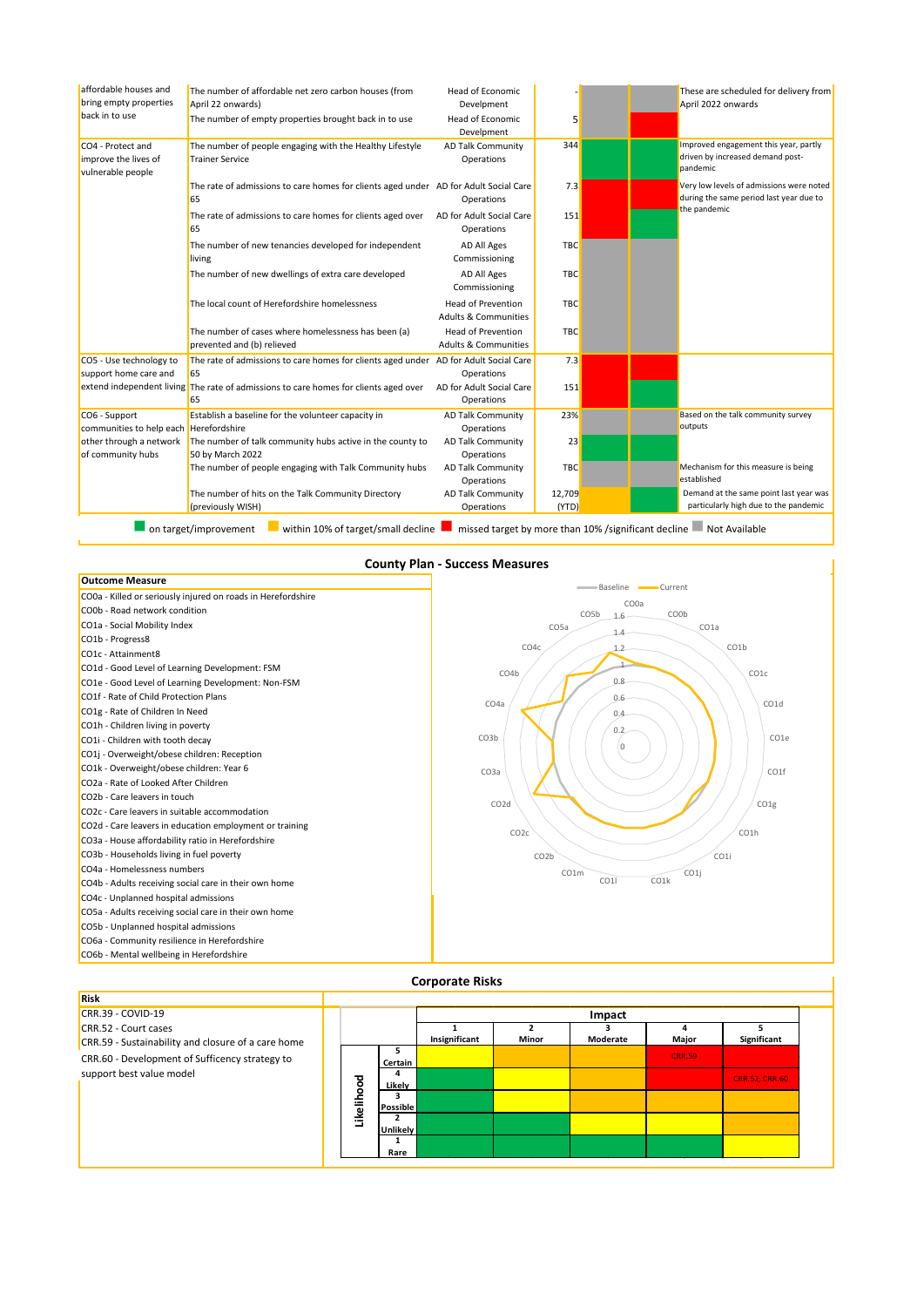| Outcome | Measure | Responsible | Value | Status 1 | Status 2 | Comments |
|---|---|---|---|---|---|---|
| affordable houses and bring empty properties back in to use | The number of affordable net zero carbon houses (from April 22 onwards) | Head of Economic Develpment | - | Not Available | Not Available | These are scheduled for delivery from April 2022 onwards |
| | The number of empty properties brought back in to use | Head of Economic Develpment | 5 | Not Available | missed target by more than 10% /significant decline | |
| CO4 - Protect and improve the lives of vulnerable people | The number of people engaging with the Healthy Lifestyle Trainer Service | AD Talk Community Operations | 344 | on target/improvement | on target/improvement | Improved engagement this year, partly driven by increased demand post-pandemic |
| | The rate of admissions to care homes for clients aged under 65 | AD for Adult Social Care Operations | 7.3 | missed target by more than 10% /significant decline | missed target by more than 10% /significant decline | Very low levels of admissions were noted during the same period last year due to the pandemic |
| | The rate of admissions to care homes for clients aged over 65 | AD for Adult Social Care Operations | 151 | missed target by more than 10% /significant decline | on target/improvement | |
| | The number of new tenancies developed for independent living | AD All Ages Commissioning | TBC | Not Available | Not Available | |
| | The number of new dwellings of extra care developed | AD All Ages Commissioning | TBC | Not Available | Not Available | |
| | The local count of Herefordshire homelessness | Head of Prevention Adults & Communities | TBC | Not Available | Not Available | |
| | The number of cases where homelessness has been (a) prevented and (b) relieved | Head of Prevention Adults & Communities | TBC | Not Available | Not Available | |
| CO5 - Use technology to support home care and extend independent living | The rate of admissions to care homes for clients aged under 65 | AD for Adult Social Care Operations | 7.3 | missed target by more than 10% /significant decline | missed target by more than 10% /significant decline | |
| | The rate of admissions to care homes for clients aged over 65 | AD for Adult Social Care Operations | 151 | missed target by more than 10% /significant decline | on target/improvement | |
| CO6 - Support communities to help each other through a network of community hubs | Establish a baseline for the volunteer capacity in Herefordshire | AD Talk Community Operations | 23% | Not Available | Not Available | Based on the talk community survey outputs |
| | The number of talk community hubs active in the county to 50 by March 2022 | AD Talk Community Operations | 23 | on target/improvement | on target/improvement | |
| | The number of people engaging with Talk Community hubs | AD Talk Community Operations | TBC | Not Available | Not Available | Mechanism for this measure is being established |
| | The number of hits on the Talk Community Directory (previously WISH) | AD Talk Community Operations | 12,709 (YTD) | within 10% of target/small decline | on target/improvement | Demand at the same point last year was particularly high due to the pandemic |

Key: on target/improvement; within 10% of target/small decline; missed target by more than 10% /significant decline; Not Available

## County Plan - Success Measures

| Outcome Measure |
|---|
| CO0a - Killed or seriously injured on roads in Herefordshire |
| CO0b - Road network condition |
| CO1a - Social Mobility Index |
| CO1b - Progress8 |
| CO1c - Attainment8 |
| CO1d - Good Level of Learning Development: FSM |
| CO1e - Good Level of Learning Development: Non-FSM |
| CO1f - Rate of Child Protection Plans |
| CO1g - Rate of Children In Need |
| CO1h - Children living in poverty |
| CO1i - Children with tooth decay |
| CO1j - Overweight/obese children: Reception |
| CO1k - Overweight/obese children: Year 6 |
| CO2a - Rate of Looked After Children |
| CO2b - Care leavers in touch |
| CO2c - Care leavers in suitable accommodation |
| CO2d - Care leavers in education employment or training |
| CO3a - House affordability ratio in Herefordshire |
| CO3b - Households living in fuel poverty |
| CO4a - Homelessness numbers |
| CO4b - Adults receiving social care in their own home |
| CO4c - Unplanned hospital admissions |
| CO5a - Adults receiving social care in their own home |
| CO5b - Unplanned hospital admissions |
| CO6a - Community resilience in Herefordshire |
| CO6b - Mental wellbeing in Herefordshire |

(Radar chart: Baseline vs Current, axes CO0a–CO5b, scale 0–1.6)

## Corporate Risks

| Risk |
|---|
| CRR.39 - COVID-19 |
| CRR.52 - Court cases |
| CRR.59 - Sustainability and closure of a care home |
| CRR.60 - Development of Sufficency strategy to support best value model |

| Likelihood \ Impact | 1 Insignificant | 2 Minor | 3 Moderate | 4 Major | 5 Significant |
|---|---|---|---|---|---|
| 5 Certain | | | | CRR.56 | |
| 4 Likely | | | | | CRR 52, CRR 60 |
| 3 Possible | | | | | |
| 2 Unlikely | | | | | |
| 1 Rare | | | | | |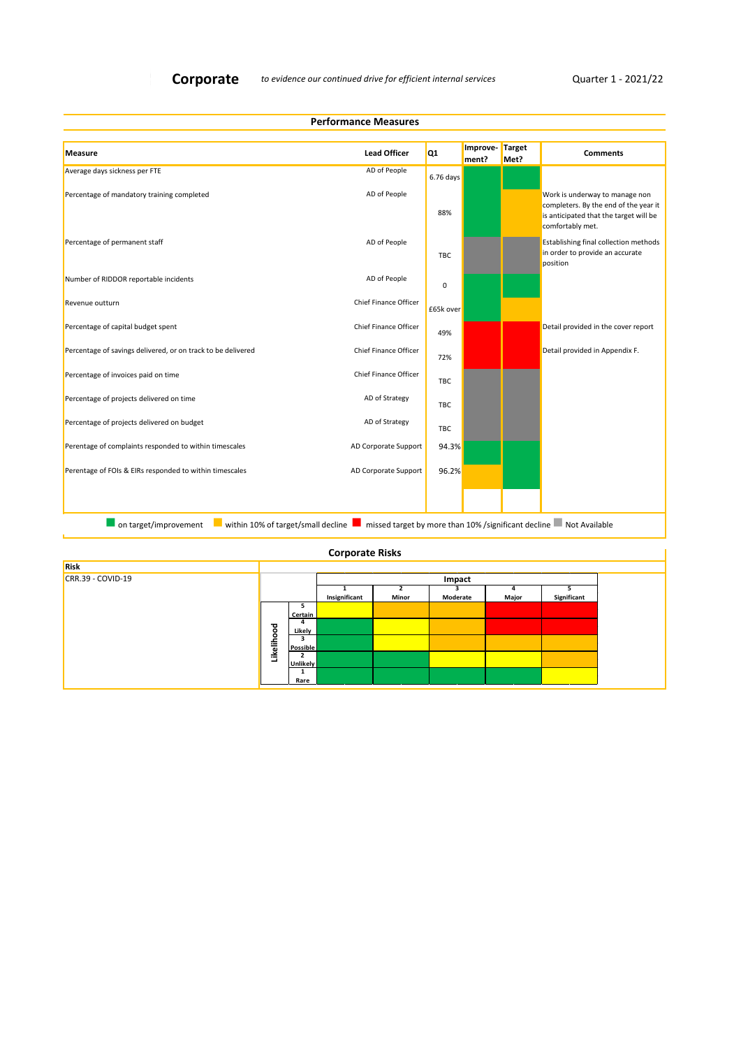# Corporate

*to evidence our continued drive for efficient internal services*

Quarter 1 - 2021/22

## Performance Measures

| Measure | Lead Officer | Q1 | Improvement? | Target Met? | Comments |
|---|---|---|---|---|---|
| Average days sickness per FTE | AD of People | 6.76 days | | | |
| Percentage of mandatory training completed | AD of People | 88% | | | Work is underway to manage non completers. By the end of the year it is anticipated that the target will be comfortably met. |
| Percentage of permanent staff | AD of People | TBC | | | Establishing final collection methods in order to provide an accurate position |
| Number of RIDDOR reportable incidents | AD of People | 0 | | | |
| Revenue outturn | Chief Finance Officer | £65k over | | | |
| Percentage of capital budget spent | Chief Finance Officer | 49% | | | Detail provided in the cover report |
| Percentage of savings delivered, or on track to be delivered | Chief Finance Officer | 72% | | | Detail provided in Appendix F. |
| Percentage of invoices paid on time | Chief Finance Officer | TBC | | | |
| Percentage of projects delivered on time | AD of Strategy | TBC | | | |
| Percentage of projects delivered on budget | AD of Strategy | TBC | | | |
| Perentage of complaints responded to within timescales | AD Corporate Support | 94.3% | | | |
| Perentage of FOIs & EIRs responded to within timescales | AD Corporate Support | 96.2% | | | |

on target/improvement | within 10% of target/small decline | missed target by more than 10% /significant decline | Not Available

## Corporate Risks

| Risk | |
|---|---|
| CRR.39 - COVID-19 | |

| Likelihood | Impact: 1 Insignificant | 2 Minor | 3 Moderate | 4 Major | 5 Significant |
|---|---|---|---|---|---|
| 5 Certain | | | | | |
| 4 Likely | | | | | |
| 3 Possible | | | | | |
| 2 Unlikely | | | | | |
| 1 Rare | | | | | |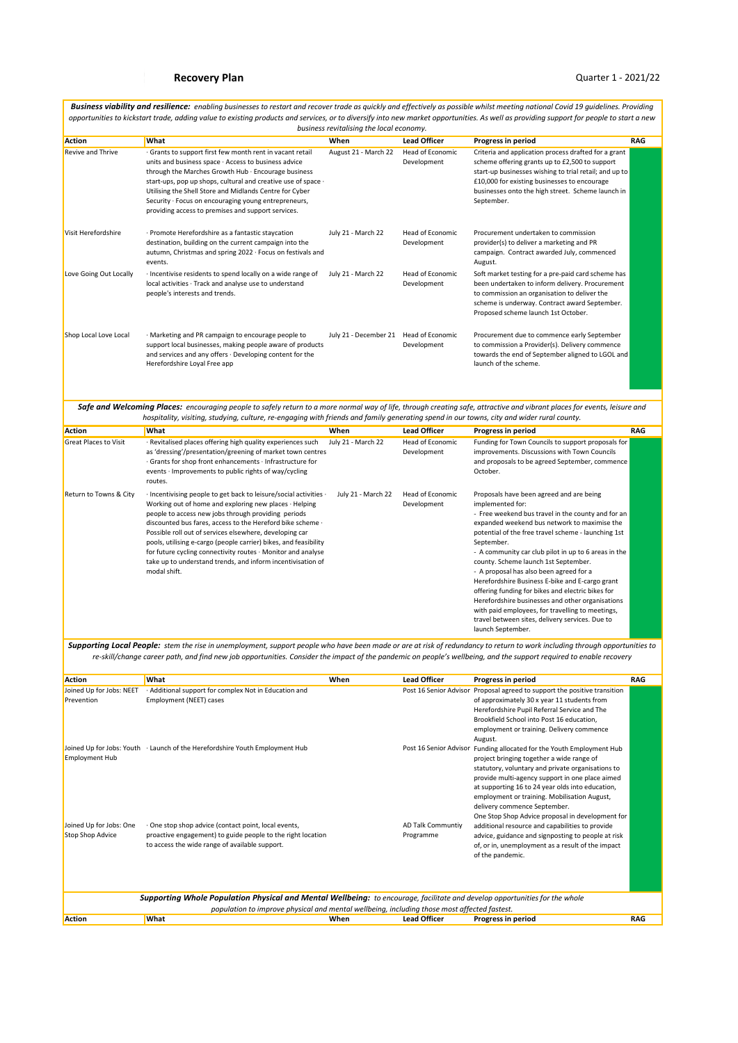**Recovery Plan** Quarter 1 - 2021/22

***Business viability and resilience:*** *enabling businesses to restart and recover trade as quickly and effectively as possible whilst meeting national Covid 19 guidelines. Providing opportunities to kickstart trade, adding value to existing products and services, or to diversify into new market opportunities. As well as providing support for people to start a new business revitalising the local economy.*

| Action | What | When | Lead Officer | Progress in period | RAG |
|---|---|---|---|---|---|
| Revive and Thrive | · Grants to support first few month rent in vacant retail units and business space · Access to business advice through the Marches Growth Hub · Encourage business start-ups, pop up shops, cultural and creative use of space · Utilising the Shell Store and Midlands Centre for Cyber Security · Focus on encouraging young entrepreneurs, providing access to premises and support services. | August 21 - March 22 | Head of Economic Development | Criteria and application process drafted for a grant scheme offering grants up to £2,500 to support start-up businesses wishing to trial retail; and up to £10,000 for existing businesses to encourage businesses onto the high street. Scheme launch in September. | |
| Visit Herefordshire | · Promote Herefordshire as a fantastic staycation destination, building on the current campaign into the autumn, Christmas and spring 2022 · Focus on festivals and events. | July 21 - March 22 | Head of Economic Development | Procurement undertaken to commission provider(s) to deliver a marketing and PR campaign. Contract awarded July, commenced August. | |
| Love Going Out Locally | · Incentivise residents to spend locally on a wide range of local activities · Track and analyse use to understand people's interests and trends. | July 21 - March 22 | Head of Economic Development | Soft market testing for a pre-paid card scheme has been undertaken to inform delivery. Procurement to commission an organisation to deliver the scheme is underway. Contract award September. Proposed scheme launch 1st October. | |
| Shop Local Love Local | · Marketing and PR campaign to encourage people to support local businesses, making people aware of products and services and any offers · Developing content for the Herefordshire Loyal Free app | July 21 - December 21 | Head of Economic Development | Procurement due to commence early September to commission a Provider(s). Delivery commence towards the end of September aligned to LGOL and launch of the scheme. | |

***Safe and Welcoming Places:*** *encouraging people to safely return to a more normal way of life, through creating safe, attractive and vibrant places for events, leisure and hospitality, visiting, studying, culture, re-engaging with friends and family generating spend in our towns, city and wider rural county.*

| Action | What | When | Lead Officer | Progress in period | RAG |
|---|---|---|---|---|---|
| Great Places to Visit | · Revitalised places offering high quality experiences such as 'dressing'/presentation/greening of market town centres · Grants for shop front enhancements · Infrastructure for events · Improvements to public rights of way/cycling routes. | July 21 - March 22 | Head of Economic Development | Funding for Town Councils to support proposals for improvements. Discussions with Town Councils and proposals to be agreed September, commence October. | |
| Return to Towns & City | · Incentivising people to get back to leisure/social activities · Working out of home and exploring new places · Helping people to access new jobs through providing periods discounted bus fares, access to the Hereford bike scheme · Possible roll out of services elsewhere, developing car pools, utilising e-cargo (people carrier) bikes, and feasibility for future cycling connectivity routes · Monitor and analyse take up to understand trends, and inform incentivisation of modal shift. | July 21 - March 22 | Head of Economic Development | Proposals have been agreed and are being implemented for:<br>- Free weekend bus travel in the county and for an expanded weekend bus network to maximise the potential of the free travel scheme - launching 1st September.<br>- A community car club pilot in up to 6 areas in the county. Scheme launch 1st September.<br>- A proposal has also been agreed for a Herefordshire Business E-bike and E-cargo grant offering funding for bikes and electric bikes for Herefordshire businesses and other organisations with paid employees, for travelling to meetings, travel between sites, delivery services. Due to launch September. | |

***Supporting Local People:*** *stem the rise in unemployment, support people who have been made or are at risk of redundancy to return to work including through opportunities to re-skill/change career path, and find new job opportunities. Consider the impact of the pandemic on people's wellbeing, and the support required to enable recovery*

| Action | What | When | Lead Officer | Progress in period | RAG |
|---|---|---|---|---|---|
| Joined Up for Jobs: NEET Prevention | · Additional support for complex Not in Education and Employment (NEET) cases | | Post 16 Senior Advisor | Proposal agreed to support the positive transition of approximately 30 x year 11 students from Herefordshire Pupil Referral Service and The Brookfield School into Post 16 education, employment or training. Delivery commence August. | |
| Joined Up for Jobs: Youth Employment Hub | · Launch of the Herefordshire Youth Employment Hub | | Post 16 Senior Advisor | Funding allocated for the Youth Employment Hub project bringing together a wide range of statutory, voluntary and private organisations to provide multi-agency support in one place aimed at supporting 16 to 24 year olds into education, employment or training. Mobilisation August, delivery commence September. | |
| Joined Up for Jobs: One Stop Shop Advice | · One stop shop advice (contact point, local events, proactive engagement) to guide people to the right location to access the wide range of available support. | | AD Talk Communtiy Programme | One Stop Shop Advice proposal in development for additional resource and capabilities to provide advice, guidance and signposting to people at risk of, or in, unemployment as a result of the impact of the pandemic. | |

***Supporting Whole Population Physical and Mental Wellbeing:*** *to encourage, facilitate and develop opportunities for the whole population to improve physical and mental wellbeing, including those most affected fastest.*

| Action | What | When | Lead Officer | Progress in period | RAG |
|---|---|---|---|---|---|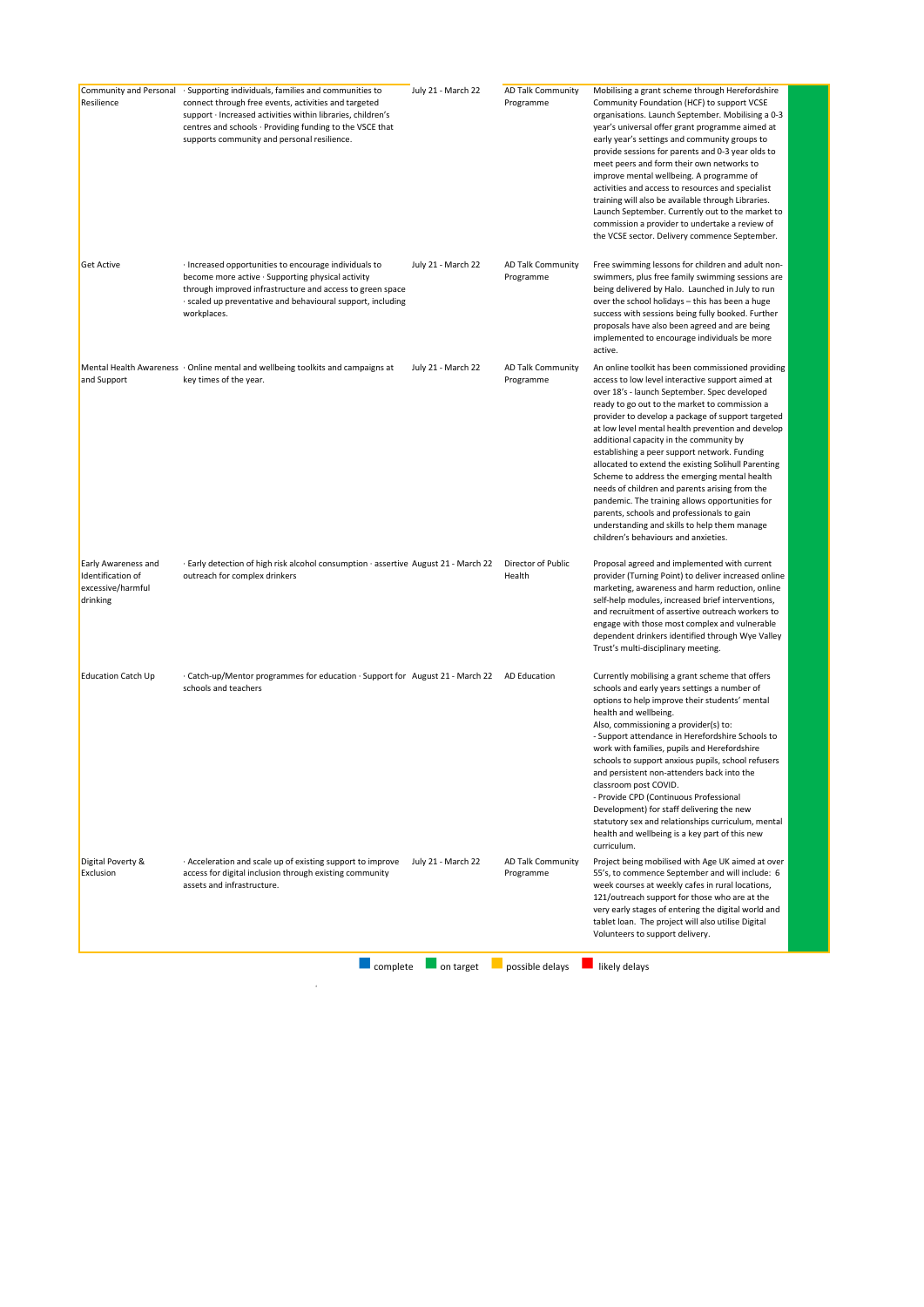| | | | | | |
|---|---|---|---|---|---|
| Community and Personal Resilience | · Supporting individuals, families and communities to connect through free events, activities and targeted support · Increased activities within libraries, children's centres and schools · Providing funding to the VSCE that supports community and personal resilience. | July 21 - March 22 | AD Talk Community Programme | Mobilising a grant scheme through Herefordshire Community Foundation (HCF) to support VCSE organisations. Launch September. Mobilising a 0-3 year's universal offer grant programme aimed at early year's settings and community groups to provide sessions for parents and 0-3 year olds to meet peers and form their own networks to improve mental wellbeing. A programme of activities and access to resources and specialist training will also be available through Libraries. Launch September. Currently out to the market to commission a provider to undertake a review of the VCSE sector. Delivery commence September. | |
| Get Active | · Increased opportunities to encourage individuals to become more active · Supporting physical activity through improved infrastructure and access to green space · scaled up preventative and behavioural support, including workplaces. | July 21 - March 22 | AD Talk Community Programme | Free swimming lessons for children and adult non-swimmers, plus free family swimming sessions are being delivered by Halo. Launched in July to run over the school holidays – this has been a huge success with sessions being fully booked. Further proposals have also been agreed and are being implemented to encourage individuals be more active. | |
| Mental Health Awareness and Support | · Online mental and wellbeing toolkits and campaigns at key times of the year. | July 21 - March 22 | AD Talk Community Programme | An online toolkit has been commissioned providing access to low level interactive support aimed at over 18's - launch September. Spec developed ready to go out to the market to commission a provider to develop a package of support targeted at low level mental health prevention and develop additional capacity in the community by establishing a peer support network. Funding allocated to extend the existing Solihull Parenting Scheme to address the emerging mental health needs of children and parents arising from the pandemic. The training allows opportunities for parents, schools and professionals to gain understanding and skills to help them manage children's behaviours and anxieties. | |
| Early Awareness and Identification of excessive/harmful drinking | · Early detection of high risk alcohol consumption · assertive outreach for complex drinkers | August 21 - March 22 | Director of Public Health | Proposal agreed and implemented with current provider (Turning Point) to deliver increased online marketing, awareness and harm reduction, online self-help modules, increased brief interventions, and recruitment of assertive outreach workers to engage with those most complex and vulnerable dependent drinkers identified through Wye Valley Trust's multi-disciplinary meeting. | |
| Education Catch Up | · Catch-up/Mentor programmes for education · Support for schools and teachers | August 21 - March 22 | AD Education | Currently mobilising a grant scheme that offers schools and early years settings a number of options to help improve their students' mental health and wellbeing.<br>Also, commissioning a provider(s) to:<br>- Support attendance in Herefordshire Schools to work with families, pupils and Herefordshire schools to support anxious pupils, school refusers and persistent non-attenders back into the classroom post COVID.<br>- Provide CPD (Continuous Professional Development) for staff delivering the new statutory sex and relationships curriculum, mental health and wellbeing is a key part of this new curriculum. | |
| Digital Poverty & Exclusion | · Acceleration and scale up of existing support to improve access for digital inclusion through existing community assets and infrastructure. | July 21 - March 22 | AD Talk Community Programme | Project being mobilised with Age UK aimed at over 55's, to commence September and will include: 6 week courses at weekly cafes in rural locations, 121/outreach support for those who are at the very early stages of entering the digital world and tablet loan. The project will also utilise Digital Volunteers to support delivery. | |

complete | on target | possible delays | likely delays